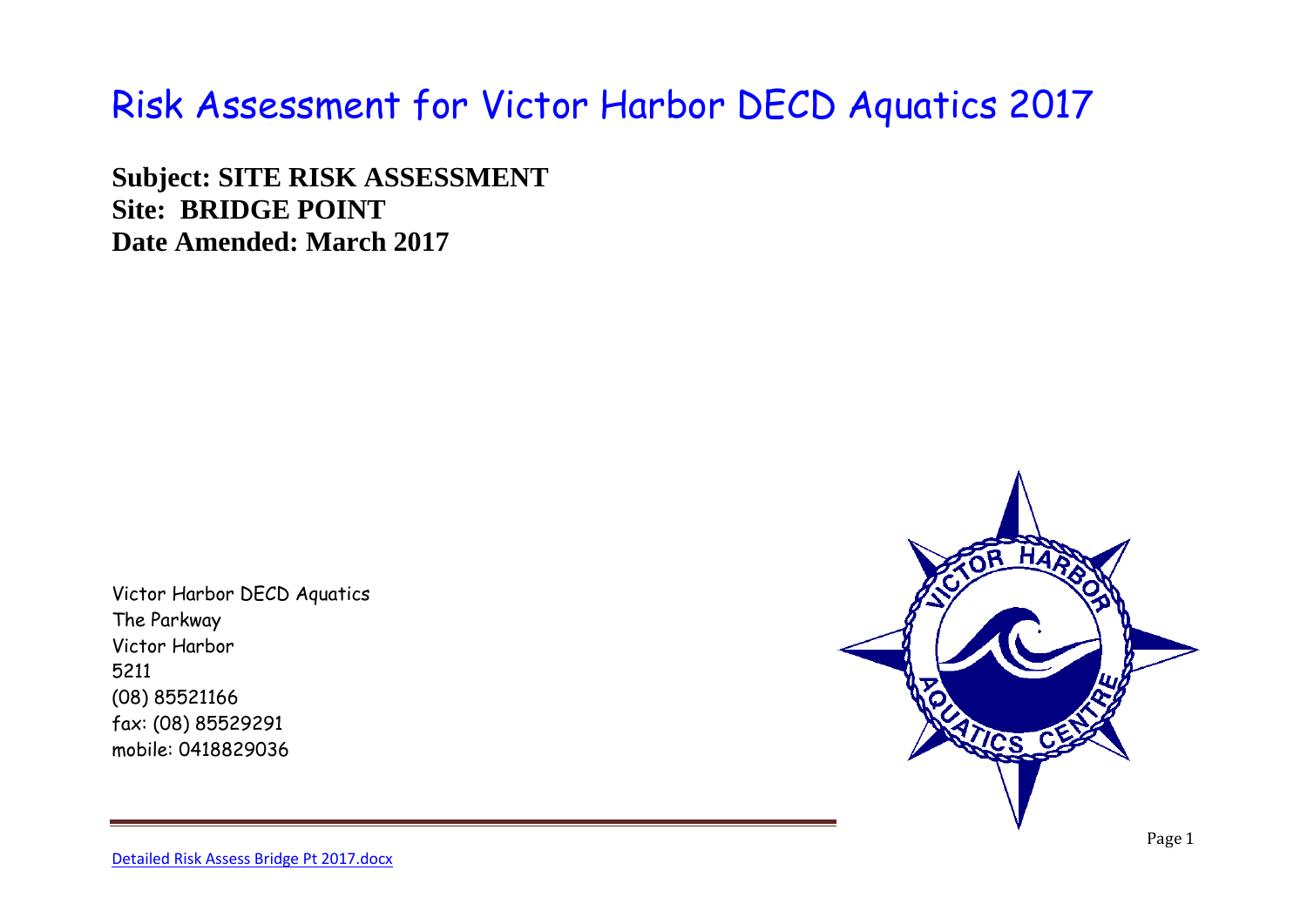# Risk Assessment for Victor Harbor DECD Aquatics 2017

**Subject: SITE RISK ASSESSMENT**
**Site: BRIDGE POINT**
**Date Amended: March 2017**

Victor Harbor DECD Aquatics
The Parkway
Victor Harbor
5211
(08) 85521166
fax: (08) 85529291
mobile: 0418829036

Detailed Risk Assess Bridge Pt 2017.docx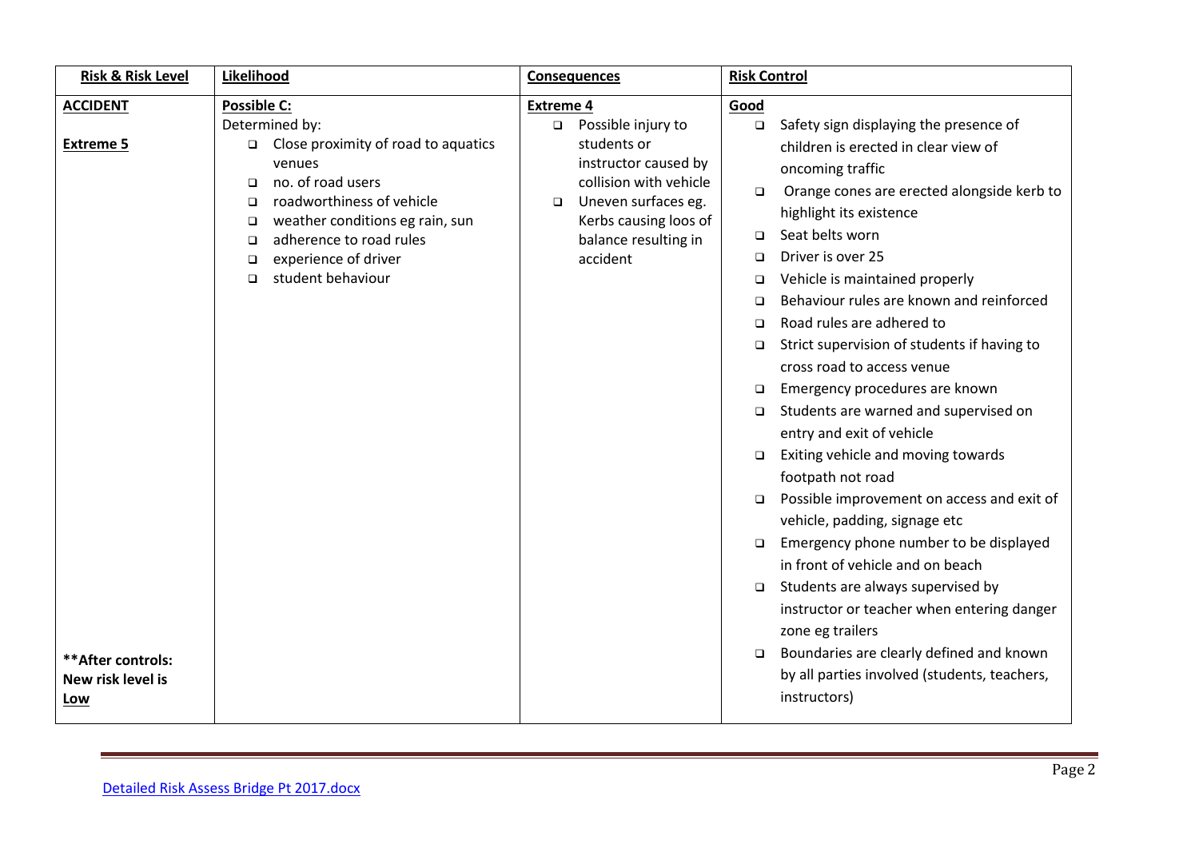| **Risk & Risk Level** | **Likelihood** | **Consequences** | **Risk Control** |
|---|---|---|---|
| **ACCIDENT**<br><br>**Extreme 5**<br><br>**After controls: New risk level is Low** | **Possible C:**<br>Determined by:<br>❑ Close proximity of road to aquatics venues<br>❑ no. of road users<br>❑ roadworthiness of vehicle<br>❑ weather conditions eg rain, sun<br>❑ adherence to road rules<br>❑ experience of driver<br>❑ student behaviour | **Extreme 4**<br>❑ Possible injury to students or instructor caused by collision with vehicle<br>❑ Uneven surfaces eg. Kerbs causing loos of balance resulting in accident | **Good**<br>❑ Safety sign displaying the presence of children is erected in clear view of oncoming traffic<br>❑ Orange cones are erected alongside kerb to highlight its existence<br>❑ Seat belts worn<br>❑ Driver is over 25<br>❑ Vehicle is maintained properly<br>❑ Behaviour rules are known and reinforced<br>❑ Road rules are adhered to<br>❑ Strict supervision of students if having to cross road to access venue<br>❑ Emergency procedures are known<br>❑ Students are warned and supervised on entry and exit of vehicle<br>❑ Exiting vehicle and moving towards footpath not road<br>❑ Possible improvement on access and exit of vehicle, padding, signage etc<br>❑ Emergency phone number to be displayed in front of vehicle and on beach<br>❑ Students are always supervised by instructor or teacher when entering danger zone eg trailers<br>❑ Boundaries are clearly defined and known by all parties involved (students, teachers, instructors) |

Detailed Risk Assess Bridge Pt 2017.docx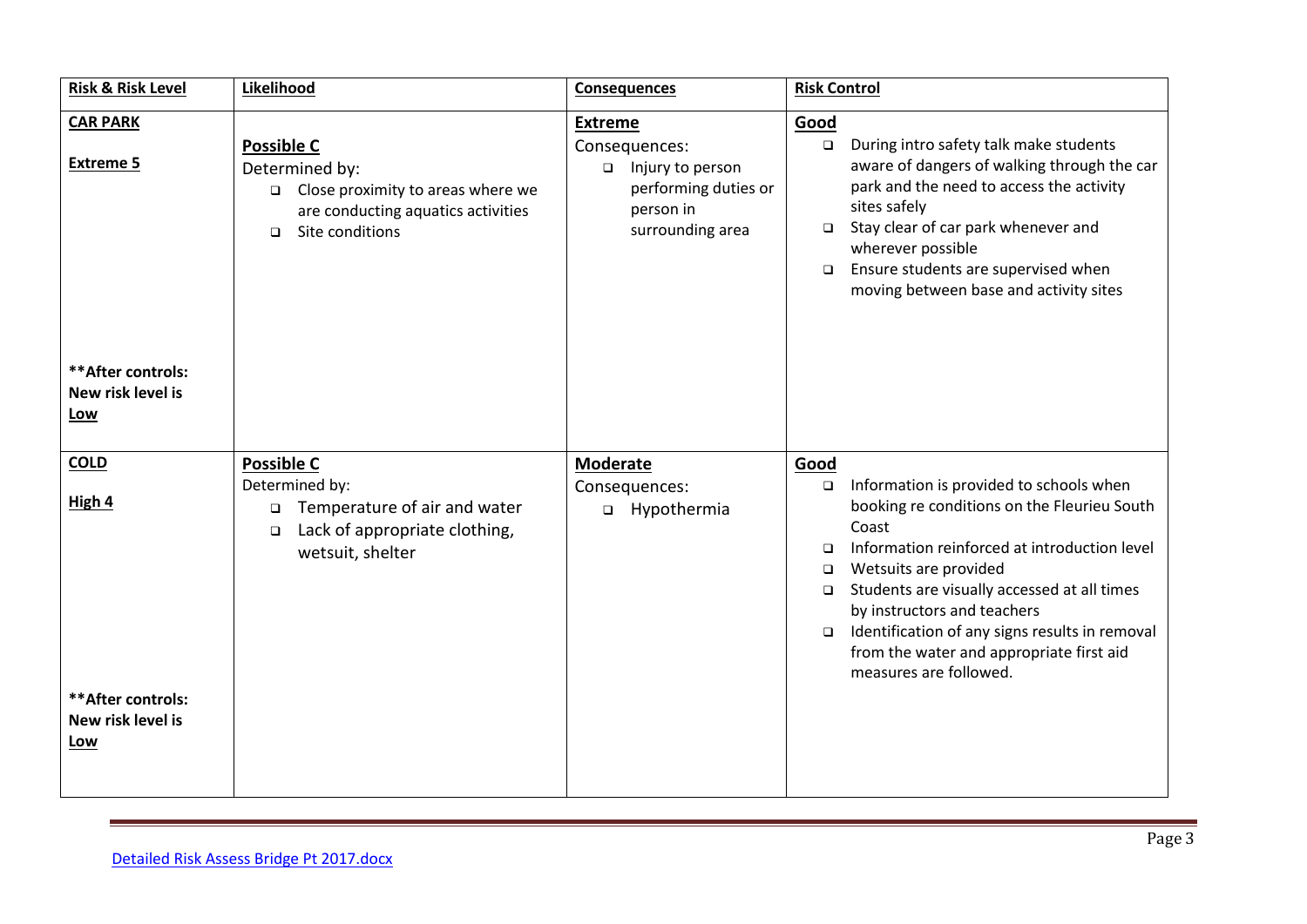| **Risk & Risk Level** | **Likelihood** | **Consequences** | **Risk Control** |
|---|---|---|---|
| **CAR PARK**<br><br>**Extreme 5**<br><br>**After controls: New risk level is Low** | **Possible C**<br>Determined by:<br>- Close proximity to areas where we are conducting aquatics activities<br>- Site conditions | **Extreme**<br>Consequences:<br>- Injury to person performing duties or person in surrounding area | **Good**<br>- During intro safety talk make students aware of dangers of walking through the car park and the need to access the activity sites safely<br>- Stay clear of car park whenever and wherever possible<br>- Ensure students are supervised when moving between base and activity sites |
| **COLD**<br><br>**High 4**<br><br>**After controls: New risk level is Low** | **Possible C**<br>Determined by:<br>- Temperature of air and water<br>- Lack of appropriate clothing, wetsuit, shelter | **Moderate**<br>Consequences:<br>- Hypothermia | **Good**<br>- Information is provided to schools when booking re conditions on the Fleurieu South Coast<br>- Information reinforced at introduction level<br>- Wetsuits are provided<br>- Students are visually accessed at all times by instructors and teachers<br>- Identification of any signs results in removal from the water and appropriate first aid measures are followed. |

Detailed Risk Assess Bridge Pt 2017.docx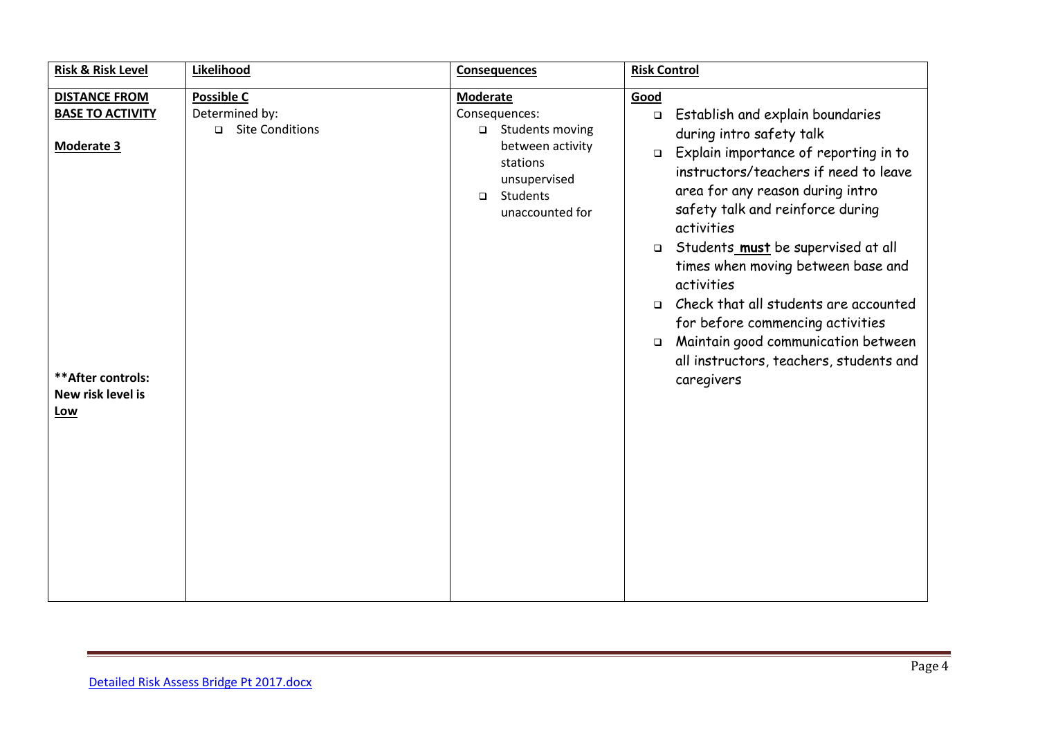| Risk & Risk Level | Likelihood | Consequences | Risk Control |
|---|---|---|---|
| **DISTANCE FROM BASE TO ACTIVITY**<br><br>**Moderate 3**<br><br>**\*\*After controls: New risk level is Low** | **Possible C**<br>Determined by:<br>- Site Conditions | **Moderate**<br>Consequences:<br>- Students moving between activity stations unsupervised<br>- Students unaccounted for | **Good**<br>- Establish and explain boundaries during intro safety talk<br>- Explain importance of reporting in to instructors/teachers if need to leave area for any reason during intro safety talk and reinforce during activities<br>- Students **must** be supervised at all times when moving between base and activities<br>- Check that all students are accounted for before commencing activities<br>- Maintain good communication between all instructors, teachers, students and caregivers |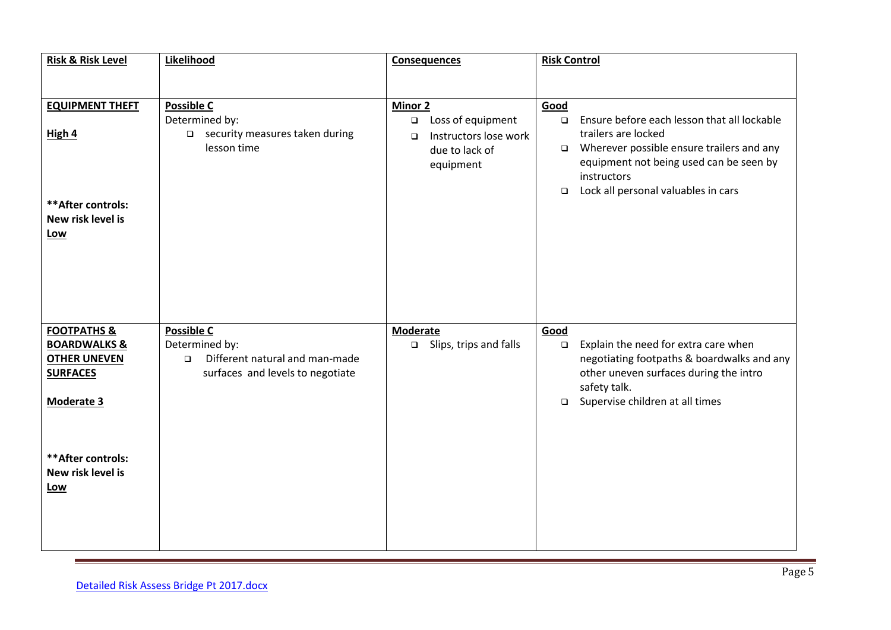| **Risk & Risk Level** | **Likelihood** | **Consequences** | **Risk Control** |
|---|---|---|---|
| **EQUIPMENT THEFT**<br><br>**High 4**<br><br>**After controls: New risk level is Low** | **Possible C**<br>Determined by:<br>- security measures taken during lesson time | **Minor 2**<br>- Loss of equipment<br>- Instructors lose work due to lack of equipment | **Good**<br>- Ensure before each lesson that all lockable trailers are locked<br>- Wherever possible ensure trailers and any equipment not being used can be seen by instructors<br>- Lock all personal valuables in cars |
| **FOOTPATHS & BOARDWALKS & OTHER UNEVEN SURFACES**<br><br>**Moderate 3**<br><br>**After controls: New risk level is Low** | **Possible C**<br>Determined by:<br>- Different natural and man-made surfaces and levels to negotiate | **Moderate**<br>- Slips, trips and falls | **Good**<br>- Explain the need for extra care when negotiating footpaths & boardwalks and any other uneven surfaces during the intro safety talk.<br>- Supervise children at all times |

Detailed Risk Assess Bridge Pt 2017.docx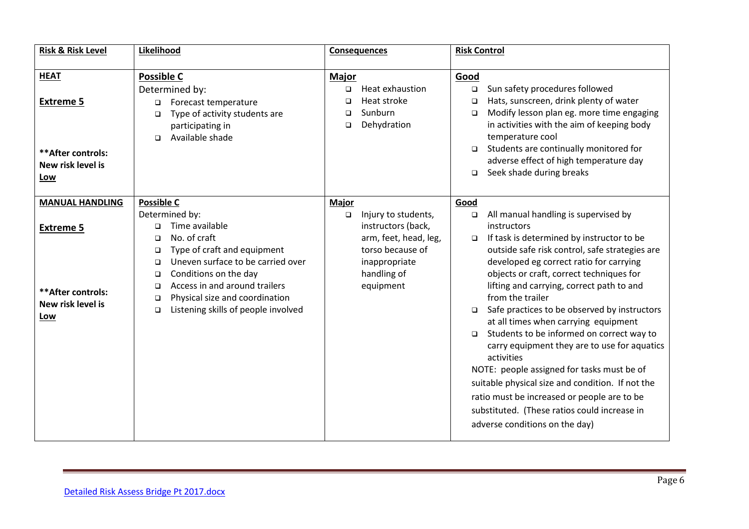| Risk & Risk Level | Likelihood | Consequences | Risk Control |
|---|---|---|---|
| **HEAT**<br><br>**Extreme 5**<br><br>**After controls: New risk level is Low** | **Possible C**<br>Determined by:<br>- Forecast temperature<br>- Type of activity students are participating in<br>- Available shade | **Major**<br>- Heat exhaustion<br>- Heat stroke<br>- Sunburn<br>- Dehydration | **Good**<br>- Sun safety procedures followed<br>- Hats, sunscreen, drink plenty of water<br>- Modify lesson plan eg. more time engaging in activities with the aim of keeping body temperature cool<br>- Students are continually monitored for adverse effect of high temperature day<br>- Seek shade during breaks |
| **MANUAL HANDLING**<br><br>**Extreme 5**<br><br>**After controls: New risk level is Low** | **Possible C**<br>Determined by:<br>- Time available<br>- No. of craft<br>- Type of craft and equipment<br>- Uneven surface to be carried over<br>- Conditions on the day<br>- Access in and around trailers<br>- Physical size and coordination<br>- Listening skills of people involved | **Major**<br>- Injury to students, instructors (back, arm, feet, head, leg, torso because of inappropriate handling of equipment | **Good**<br>- All manual handling is supervised by instructors<br>- If task is determined by instructor to be outside safe risk control, safe strategies are developed eg correct ratio for carrying objects or craft, correct techniques for lifting and carrying, correct path to and from the trailer<br>- Safe practices to be observed by instructors at all times when carrying equipment<br>- Students to be informed on correct way to carry equipment they are to use for aquatics activities<br>NOTE: people assigned for tasks must be of suitable physical size and condition. If not the ratio must be increased or people are to be substituted. (These ratios could increase in adverse conditions on the day) |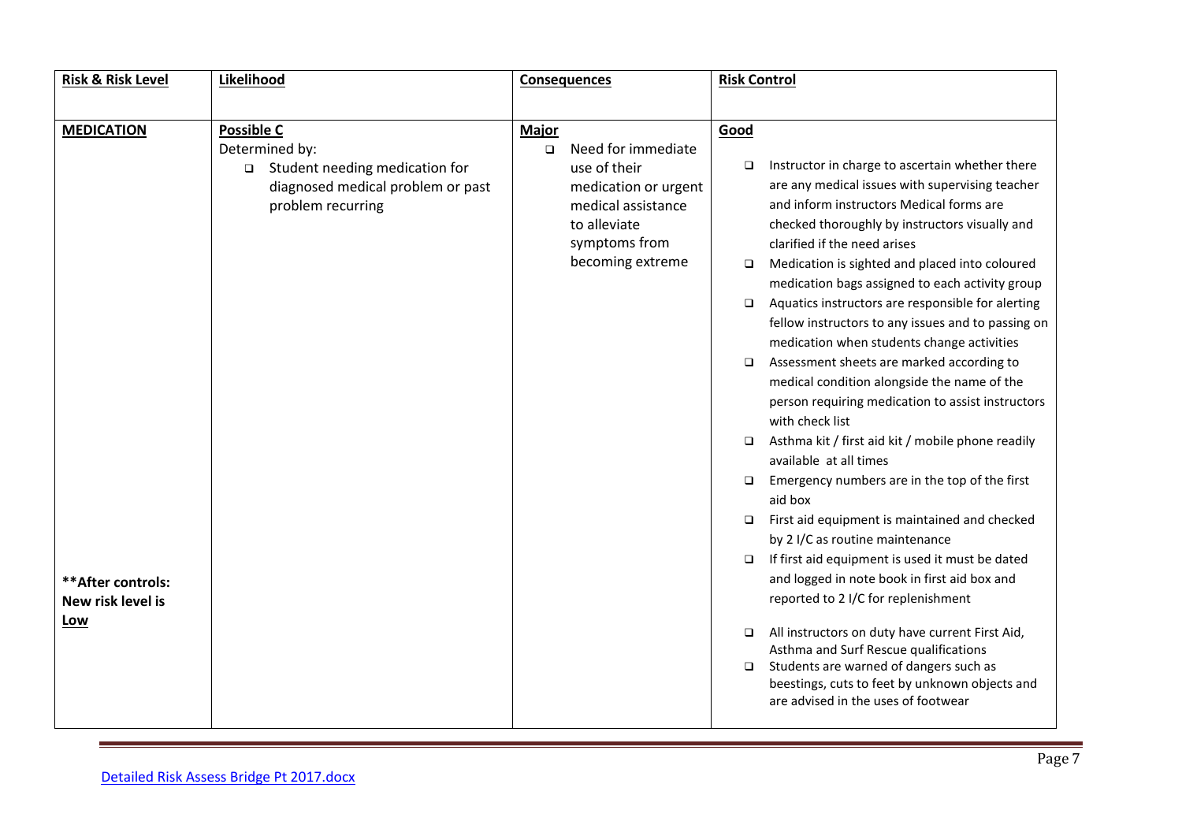| **Risk & Risk Level** | **Likelihood** | **Consequences** | **Risk Control** |
|---|---|---|---|
| **MEDICATION**<br><br>**After controls: New risk level is Low** | **Possible C**<br>Determined by:<br>❑ Student needing medication for diagnosed medical problem or past problem recurring | **Major**<br>❑ Need for immediate use of their medication or urgent medical assistance to alleviate symptoms from becoming extreme | **Good**<br>❑ Instructor in charge to ascertain whether there are any medical issues with supervising teacher and inform instructors Medical forms are checked thoroughly by instructors visually and clarified if the need arises<br>❑ Medication is sighted and placed into coloured medication bags assigned to each activity group<br>❑ Aquatics instructors are responsible for alerting fellow instructors to any issues and to passing on medication when students change activities<br>❑ Assessment sheets are marked according to medical condition alongside the name of the person requiring medication to assist instructors with check list<br>❑ Asthma kit / first aid kit / mobile phone readily available at all times<br>❑ Emergency numbers are in the top of the first aid box<br>❑ First aid equipment is maintained and checked by 2 I/C as routine maintenance<br>❑ If first aid equipment is used it must be dated and logged in note book in first aid box and reported to 2 I/C for replenishment<br>❑ All instructors on duty have current First Aid, Asthma and Surf Rescue qualifications<br>❑ Students are warned of dangers such as beestings, cuts to feet by unknown objects and are advised in the uses of footwear |

Detailed Risk Assess Bridge Pt 2017.docx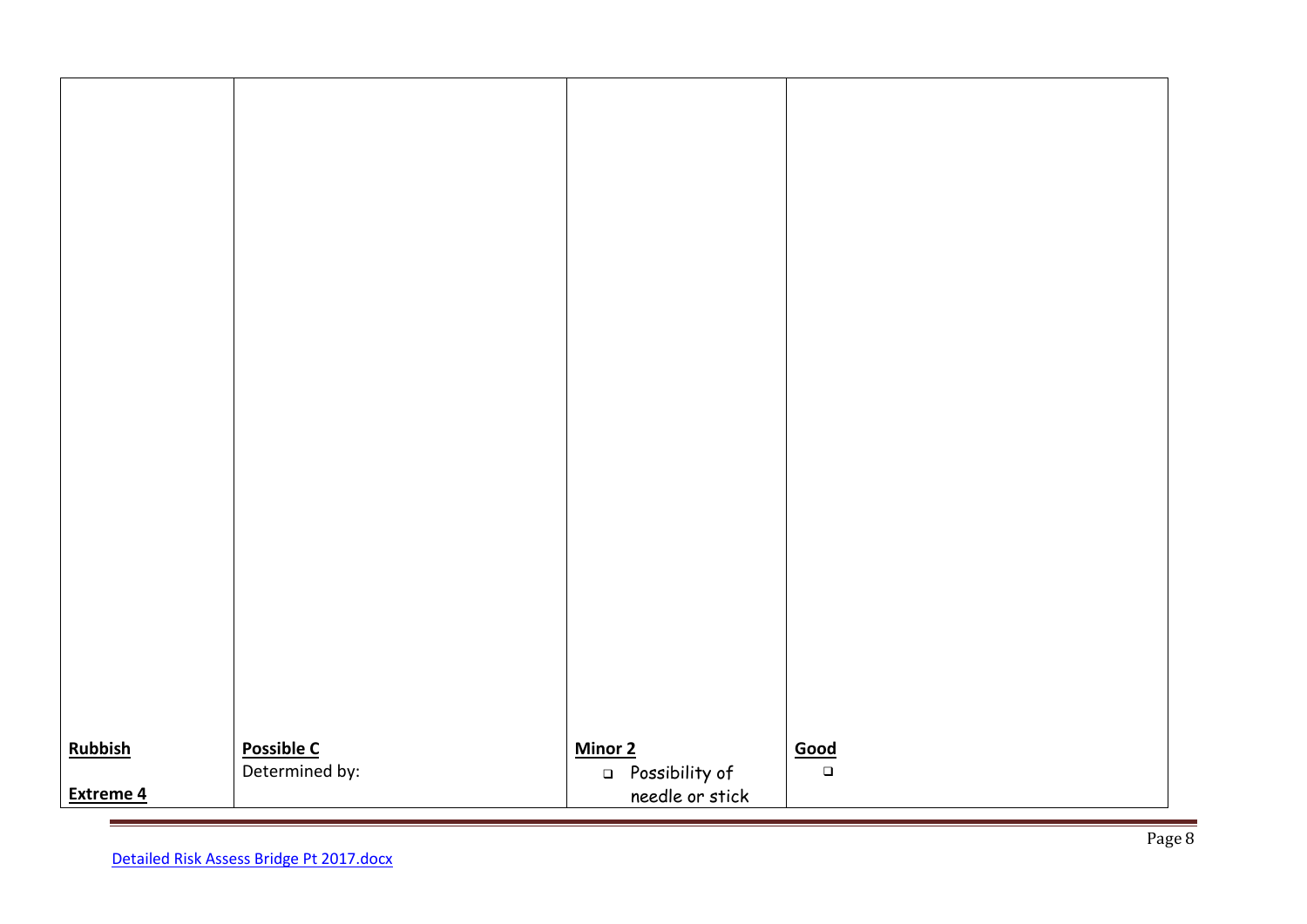| | | | |
|---|---|---|---|
| **Rubbish**<br><br>**Extreme 4** | **Possible C**<br>Determined by: | **Minor 2**<br>- Possibility of needle or stick | **Good**<br>- |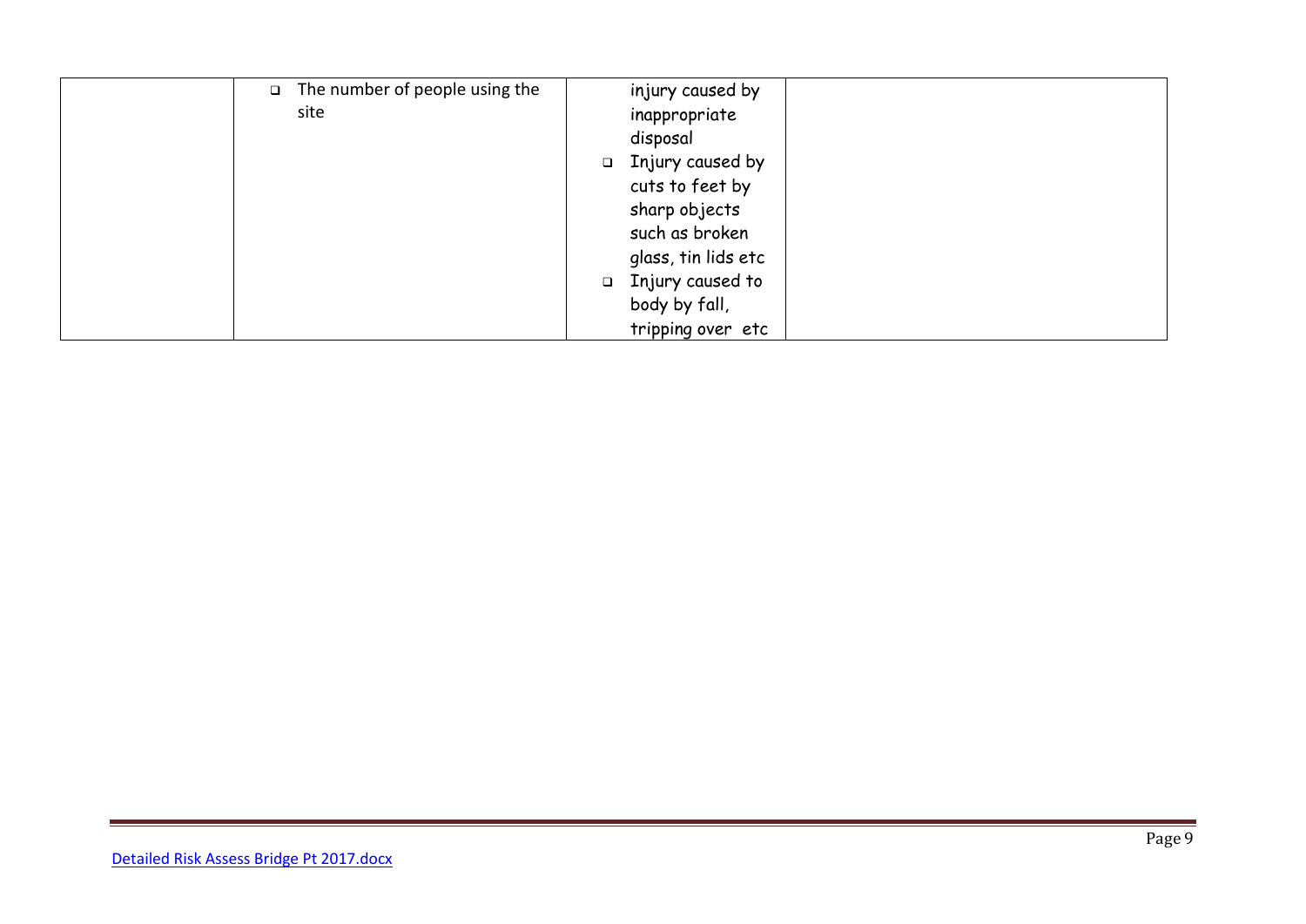| | | | |
|---|---|---|---|
| | - The number of people using the site | injury caused by inappropriate disposal<br>- Injury caused by cuts to feet by sharp objects such as broken glass, tin lids etc<br>- Injury caused to body by fall, tripping over etc | |

Detailed Risk Assess Bridge Pt 2017.docx